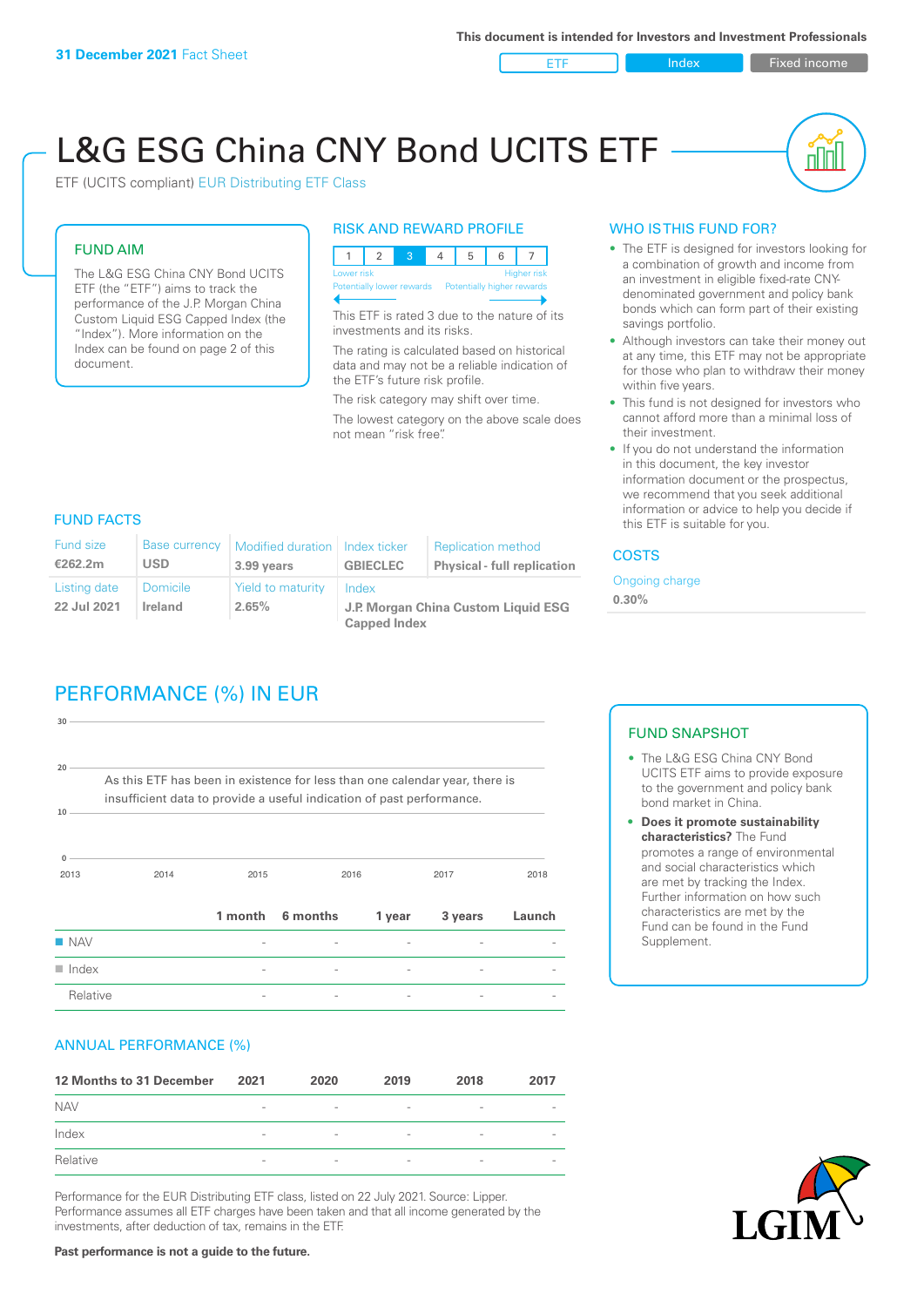**31 December 2021** Fact Sheet

This document is intended for Investors and Investment Professionals

ETF | Index | Fixed income

# L&G ESG China CNY Bond UCITS ETF

ETF (UCITS compliant) EUR Distributing ETF Class

## FUND AIM

The L&G ESG China CNY Bond UCITS ETF (the "ETF") aims to track the performance of the J.P. Morgan China Custom Liquid ESG Capped Index (the "Index"). More information on the Index can be found on page 2 of this document.

## RISK AND REWARD PROFILE

| 1 | 2 | 3 | 4 | 5 | 6 | 7 |
|---|---|---|---|---|---|---|

Lower risk — Higher risk
Potentially lower rewards — Potentially higher rewards

This ETF is rated 3 due to the nature of its investments and its risks.

The rating is calculated based on historical data and may not be a reliable indication of the ETF's future risk profile.

The risk category may shift over time.

The lowest category on the above scale does not mean "risk free".

## WHO IS THIS FUND FOR?

- The ETF is designed for investors looking for a combination of growth and income from an investment in eligible fixed-rate CNY-denominated government and policy bank bonds which can form part of their existing savings portfolio.
- Although investors can take their money out at any time, this ETF may not be appropriate for those who plan to withdraw their money within five years.
- This fund is not designed for investors who cannot afford more than a minimal loss of their investment.
- If you do not understand the information in this document, the key investor information document or the prospectus, we recommend that you seek additional information or advice to help you decide if this ETF is suitable for you.

## FUND FACTS

| Fund size | Base currency | Modified duration | Index ticker | Replication method |
|---|---|---|---|---|
| €262.2m | USD | 3.99 years | GBIECLEC | Physical - full replication |
| **Listing date** | **Domicile** | **Yield to maturity** | **Index** | |
| 22 Jul 2021 | Ireland | 2.65% | J.P. Morgan China Custom Liquid ESG Capped Index | |

## COSTS

Ongoing charge
**0.30%**

## PERFORMANCE (%) IN EUR

As this ETF has been in existence for less than one calendar year, there is insufficient data to provide a useful indication of past performance.

| | 1 month | 6 months | 1 year | 3 years | Launch |
|---|---|---|---|---|---|
| NAV | - | - | - | - | - |
| Index | - | - | - | - | - |
| Relative | - | - | - | - | - |

## FUND SNAPSHOT

- The L&G ESG China CNY Bond UCITS ETF aims to provide exposure to the government and policy bank bond market in China.
- **Does it promote sustainability characteristics?** The Fund promotes a range of environmental and social characteristics which are met by tracking the Index. Further information on how such characteristics are met by the Fund can be found in the Fund Supplement.

## ANNUAL PERFORMANCE (%)

| 12 Months to 31 December | 2021 | 2020 | 2019 | 2018 | 2017 |
|---|---|---|---|---|---|
| NAV | - | - | - | - | - |
| Index | - | - | - | - | - |
| Relative | - | - | - | - | - |

Performance for the EUR Distributing ETF class, listed on 22 July 2021. Source: Lipper. Performance assumes all ETF charges have been taken and that all income generated by the investments, after deduction of tax, remains in the ETF.

**Past performance is not a guide to the future.**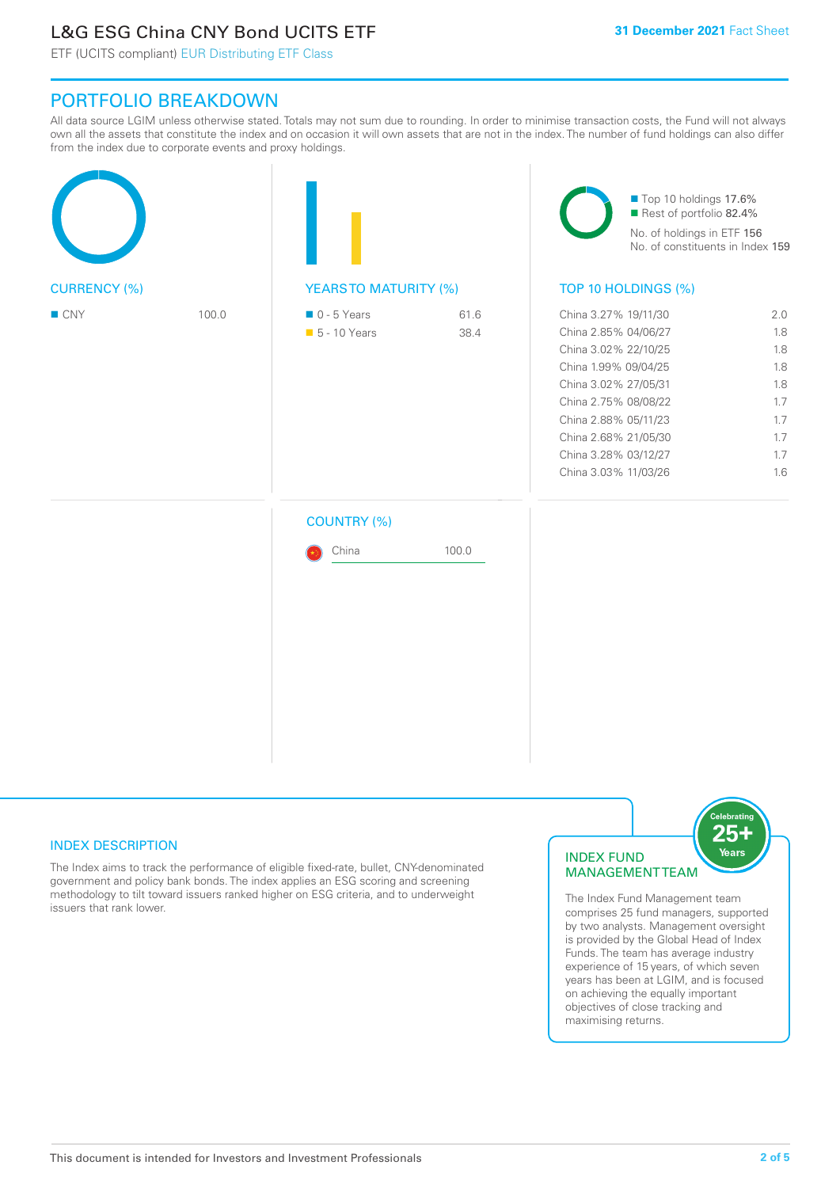# L&G ESG China CNY Bond UCITS ETF

ETF (UCITS compliant) EUR Distributing ETF Class

**31 December 2021** Fact Sheet

## PORTFOLIO BREAKDOWN

All data source LGIM unless otherwise stated. Totals may not sum due to rounding. In order to minimise transaction costs, the Fund will not always own all the assets that constitute the index and on occasion it will own assets that are not in the index. The number of fund holdings can also differ from the index due to corporate events and proxy holdings.

### CURRENCY (%)

| Currency | % |
|---|---|
| CNY | 100.0 |

### YEARS TO MATURITY (%)

| Years to Maturity | % |
|---|---|
| 0 - 5 Years | 61.6 |
| 5 - 10 Years | 38.4 |

- Top 10 holdings 17.6%
- Rest of portfolio 82.4%

No. of holdings in ETF 156
No. of constituents in Index 159

### TOP 10 HOLDINGS (%)

| Holding | % |
|---|---|
| China 3.27% 19/11/30 | 2.0 |
| China 2.85% 04/06/27 | 1.8 |
| China 3.02% 22/10/25 | 1.8 |
| China 1.99% 09/04/25 | 1.8 |
| China 3.02% 27/05/31 | 1.8 |
| China 2.75% 08/08/22 | 1.7 |
| China 2.88% 05/11/23 | 1.7 |
| China 2.68% 21/05/30 | 1.7 |
| China 3.28% 03/12/27 | 1.7 |
| China 3.03% 11/03/26 | 1.6 |

### COUNTRY (%)

| Country | % |
|---|---|
| China | 100.0 |

## INDEX DESCRIPTION

The Index aims to track the performance of eligible fixed-rate, bullet, CNY-denominated government and policy bank bonds. The index applies an ESG scoring and screening methodology to tilt toward issuers ranked higher on ESG criteria, and to underweight issuers that rank lower.

## INDEX FUND MANAGEMENT TEAM

Celebrating 25+ Years

The Index Fund Management team comprises 25 fund managers, supported by two analysts. Management oversight is provided by the Global Head of Index Funds. The team has average industry experience of 15 years, of which seven years has been at LGIM, and is focused on achieving the equally important objectives of close tracking and maximising returns.

This document is intended for Investors and Investment Professionals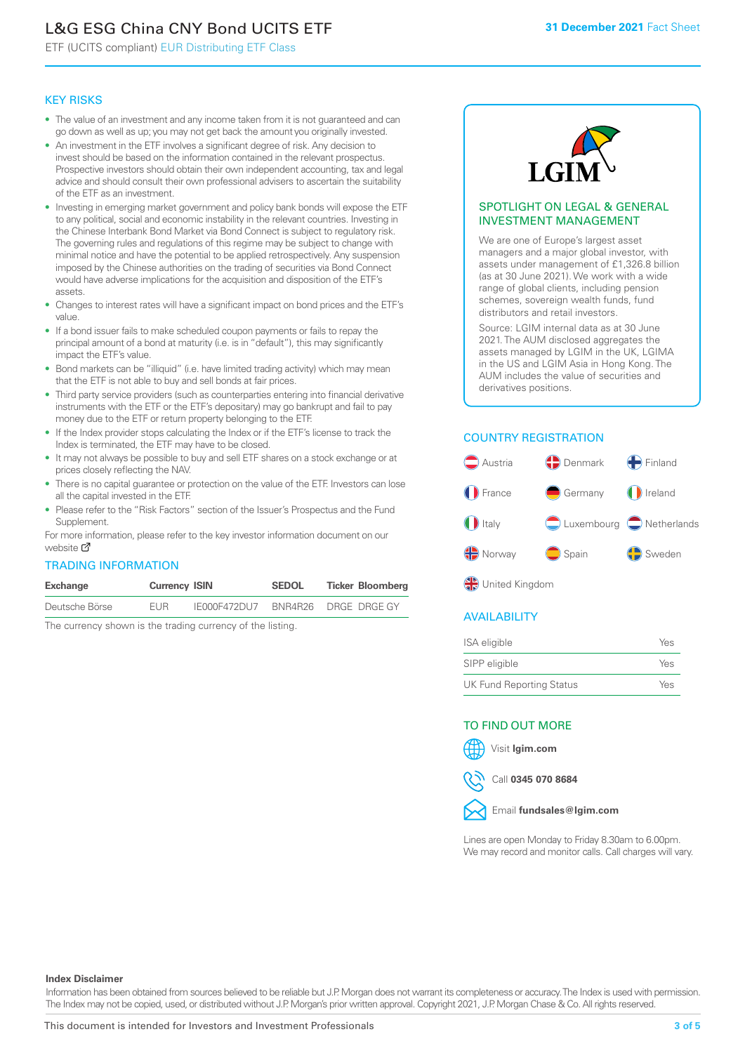# L&G ESG China CNY Bond UCITS ETF

ETF (UCITS compliant) EUR Distributing ETF Class

**31 December 2021** Fact Sheet

## KEY RISKS

- The value of an investment and any income taken from it is not guaranteed and can go down as well as up; you may not get back the amount you originally invested.
- An investment in the ETF involves a significant degree of risk. Any decision to invest should be based on the information contained in the relevant prospectus. Prospective investors should obtain their own independent accounting, tax and legal advice and should consult their own professional advisers to ascertain the suitability of the ETF as an investment.
- Investing in emerging market government and policy bank bonds will expose the ETF to any political, social and economic instability in the relevant countries. Investing in the Chinese Interbank Bond Market via Bond Connect is subject to regulatory risk. The governing rules and regulations of this regime may be subject to change with minimal notice and have the potential to be applied retrospectively. Any suspension imposed by the Chinese authorities on the trading of securities via Bond Connect would have adverse implications for the acquisition and disposition of the ETF's assets.
- Changes to interest rates will have a significant impact on bond prices and the ETF's value.
- If a bond issuer fails to make scheduled coupon payments or fails to repay the principal amount of a bond at maturity (i.e. is in "default"), this may significantly impact the ETF's value.
- Bond markets can be "illiquid" (i.e. have limited trading activity) which may mean that the ETF is not able to buy and sell bonds at fair prices.
- Third party service providers (such as counterparties entering into financial derivative instruments with the ETF or the ETF's depositary) may go bankrupt and fail to pay money due to the ETF or return property belonging to the ETF.
- If the Index provider stops calculating the Index or if the ETF's license to track the Index is terminated, the ETF may have to be closed.
- It may not always be possible to buy and sell ETF shares on a stock exchange or at prices closely reflecting the NAV.
- There is no capital guarantee or protection on the value of the ETF. Investors can lose all the capital invested in the ETF.
- Please refer to the "Risk Factors" section of the Issuer's Prospectus and the Fund Supplement.

For more information, please refer to the key investor information document on our website

## TRADING INFORMATION

| Exchange | Currency | ISIN | SEDOL | Ticker | Bloomberg |
|---|---|---|---|---|---|
| Deutsche Börse | EUR | IE000F472DU7 | BNR4R26 | DRGE | DRGE GY |

The currency shown is the trading currency of the listing.

## SPOTLIGHT ON LEGAL & GENERAL INVESTMENT MANAGEMENT

We are one of Europe's largest asset managers and a major global investor, with assets under management of £1,326.8 billion (as at 30 June 2021). We work with a wide range of global clients, including pension schemes, sovereign wealth funds, fund distributors and retail investors.

Source: LGIM internal data as at 30 June 2021. The AUM disclosed aggregates the assets managed by LGIM in the UK, LGIMA in the US and LGIM Asia in Hong Kong. The AUM includes the value of securities and derivatives positions.

## COUNTRY REGISTRATION

Austria, Denmark, Finland, France, Germany, Ireland, Italy, Luxembourg, Netherlands, Norway, Spain, Sweden, United Kingdom

## AVAILABILITY

| | |
|---|---|
| ISA eligible | Yes |
| SIPP eligible | Yes |
| UK Fund Reporting Status | Yes |

## TO FIND OUT MORE

Visit **lgim.com**

Call **0345 070 8684**

Email **fundsales@lgim.com**

Lines are open Monday to Friday 8.30am to 6.00pm. We may record and monitor calls. Call charges will vary.

**Index Disclaimer**

Information has been obtained from sources believed to be reliable but J.P. Morgan does not warrant its completeness or accuracy. The Index is used with permission. The Index may not be copied, used, or distributed without J.P. Morgan's prior written approval. Copyright 2021, J.P. Morgan Chase & Co. All rights reserved.

This document is intended for Investors and Investment Professionals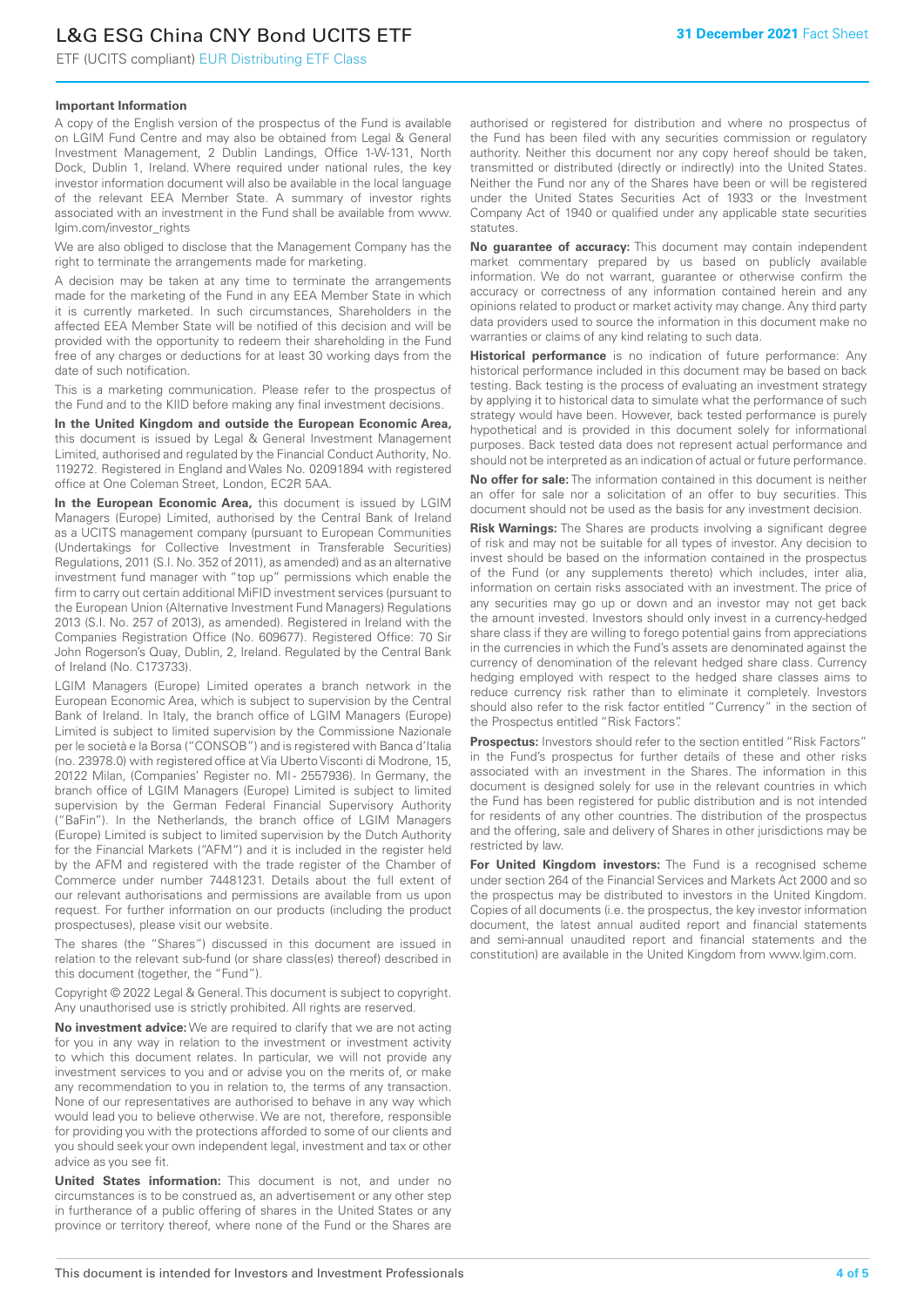## Important Information

A copy of the English version of the prospectus of the Fund is available on LGIM Fund Centre and may also be obtained from Legal & General Investment Management, 2 Dublin Landings, Office 1-W-131, North Dock, Dublin 1, Ireland. Where required under national rules, the key investor information document will also be available in the local language of the relevant EEA Member State. A summary of investor rights associated with an investment in the Fund shall be available from www.lgim.com/investor_rights

We are also obliged to disclose that the Management Company has the right to terminate the arrangements made for marketing.

A decision may be taken at any time to terminate the arrangements made for the marketing of the Fund in any EEA Member State in which it is currently marketed. In such circumstances, Shareholders in the affected EEA Member State will be notified of this decision and will be provided with the opportunity to redeem their shareholding in the Fund free of any charges or deductions for at least 30 working days from the date of such notification.

This is a marketing communication. Please refer to the prospectus of the Fund and to the KIID before making any final investment decisions.

**In the United Kingdom and outside the European Economic Area,** this document is issued by Legal & General Investment Management Limited, authorised and regulated by the Financial Conduct Authority, No. 119272. Registered in England and Wales No. 02091894 with registered office at One Coleman Street, London, EC2R 5AA.

**In the European Economic Area,** this document is issued by LGIM Managers (Europe) Limited, authorised by the Central Bank of Ireland as a UCITS management company (pursuant to European Communities (Undertakings for Collective Investment in Transferable Securities) Regulations, 2011 (S.I. No. 352 of 2011), as amended) and as an alternative investment fund manager with "top up" permissions which enable the firm to carry out certain additional MiFID investment services (pursuant to the European Union (Alternative Investment Fund Managers) Regulations 2013 (S.I. No. 257 of 2013), as amended). Registered in Ireland with the Companies Registration Office (No. 609677). Registered Office: 70 Sir John Rogerson's Quay, Dublin, 2, Ireland. Regulated by the Central Bank of Ireland (No. C173733).

LGIM Managers (Europe) Limited operates a branch network in the European Economic Area, which is subject to supervision by the Central Bank of Ireland. In Italy, the branch office of LGIM Managers (Europe) Limited is subject to limited supervision by the Commissione Nazionale per le società e la Borsa ("CONSOB") and is registered with Banca d'Italia (no. 23978.0) with registered office at Via Uberto Visconti di Modrone, 15, 20122 Milan, (Companies' Register no. MI - 2557936). In Germany, the branch office of LGIM Managers (Europe) Limited is subject to limited supervision by the German Federal Financial Supervisory Authority ("BaFin"). In the Netherlands, the branch office of LGIM Managers (Europe) Limited is subject to limited supervision by the Dutch Authority for the Financial Markets ("AFM") and it is included in the register held by the AFM and registered with the trade register of the Chamber of Commerce under number 74481231. Details about the full extent of our relevant authorisations and permissions are available from us upon request. For further information on our products (including the product prospectuses), please visit our website.

The shares (the "Shares") discussed in this document are issued in relation to the relevant sub-fund (or share class(es) thereof) described in this document (together, the "Fund").

Copyright © 2022 Legal & General. This document is subject to copyright. Any unauthorised use is strictly prohibited. All rights are reserved.

**No investment advice:** We are required to clarify that we are not acting for you in any way in relation to the investment or investment activity to which this document relates. In particular, we will not provide any investment services to you and or advise you on the merits of, or make any recommendation to you in relation to, the terms of any transaction. None of our representatives are authorised to behave in any way which would lead you to believe otherwise. We are not, therefore, responsible for providing you with the protections afforded to some of our clients and you should seek your own independent legal, investment and tax or other advice as you see fit.

**United States information:** This document is not, and under no circumstances is to be construed as, an advertisement or any other step in furtherance of a public offering of shares in the United States or any province or territory thereof, where none of the Fund or the Shares are authorised or registered for distribution and where no prospectus of the Fund has been filed with any securities commission or regulatory authority. Neither this document nor any copy hereof should be taken, transmitted or distributed (directly or indirectly) into the United States. Neither the Fund nor any of the Shares have been or will be registered under the United States Securities Act of 1933 or the Investment Company Act of 1940 or qualified under any applicable state securities statutes.

**No guarantee of accuracy:** This document may contain independent market commentary prepared by us based on publicly available information. We do not warrant, guarantee or otherwise confirm the accuracy or correctness of any information contained herein and any opinions related to product or market activity may change. Any third party data providers used to source the information in this document make no warranties or claims of any kind relating to such data.

**Historical performance** is no indication of future performance: Any historical performance included in this document may be based on back testing. Back testing is the process of evaluating an investment strategy by applying it to historical data to simulate what the performance of such strategy would have been. However, back tested performance is purely hypothetical and is provided in this document solely for informational purposes. Back tested data does not represent actual performance and should not be interpreted as an indication of actual or future performance.

**No offer for sale:** The information contained in this document is neither an offer for sale nor a solicitation of an offer to buy securities. This document should not be used as the basis for any investment decision.

**Risk Warnings:** The Shares are products involving a significant degree of risk and may not be suitable for all types of investor. Any decision to invest should be based on the information contained in the prospectus of the Fund (or any supplements thereto) which includes, inter alia, information on certain risks associated with an investment. The price of any securities may go up or down and an investor may not get back the amount invested. Investors should only invest in a currency-hedged share class if they are willing to forego potential gains from appreciations in the currencies in which the Fund's assets are denominated against the currency of denomination of the relevant hedged share class. Currency hedging employed with respect to the hedged share classes aims to reduce currency risk rather than to eliminate it completely. Investors should also refer to the risk factor entitled "Currency" in the section of the Prospectus entitled "Risk Factors".

**Prospectus:** Investors should refer to the section entitled "Risk Factors" in the Fund's prospectus for further details of these and other risks associated with an investment in the Shares. The information in this document is designed solely for use in the relevant countries in which the Fund has been registered for public distribution and is not intended for residents of any other countries. The distribution of the prospectus and the offering, sale and delivery of Shares in other jurisdictions may be restricted by law.

**For United Kingdom investors:** The Fund is a recognised scheme under section 264 of the Financial Services and Markets Act 2000 and so the prospectus may be distributed to investors in the United Kingdom. Copies of all documents (i.e. the prospectus, the key investor information document, the latest annual audited report and financial statements and semi-annual unaudited report and financial statements and the constitution) are available in the United Kingdom from www.lgim.com.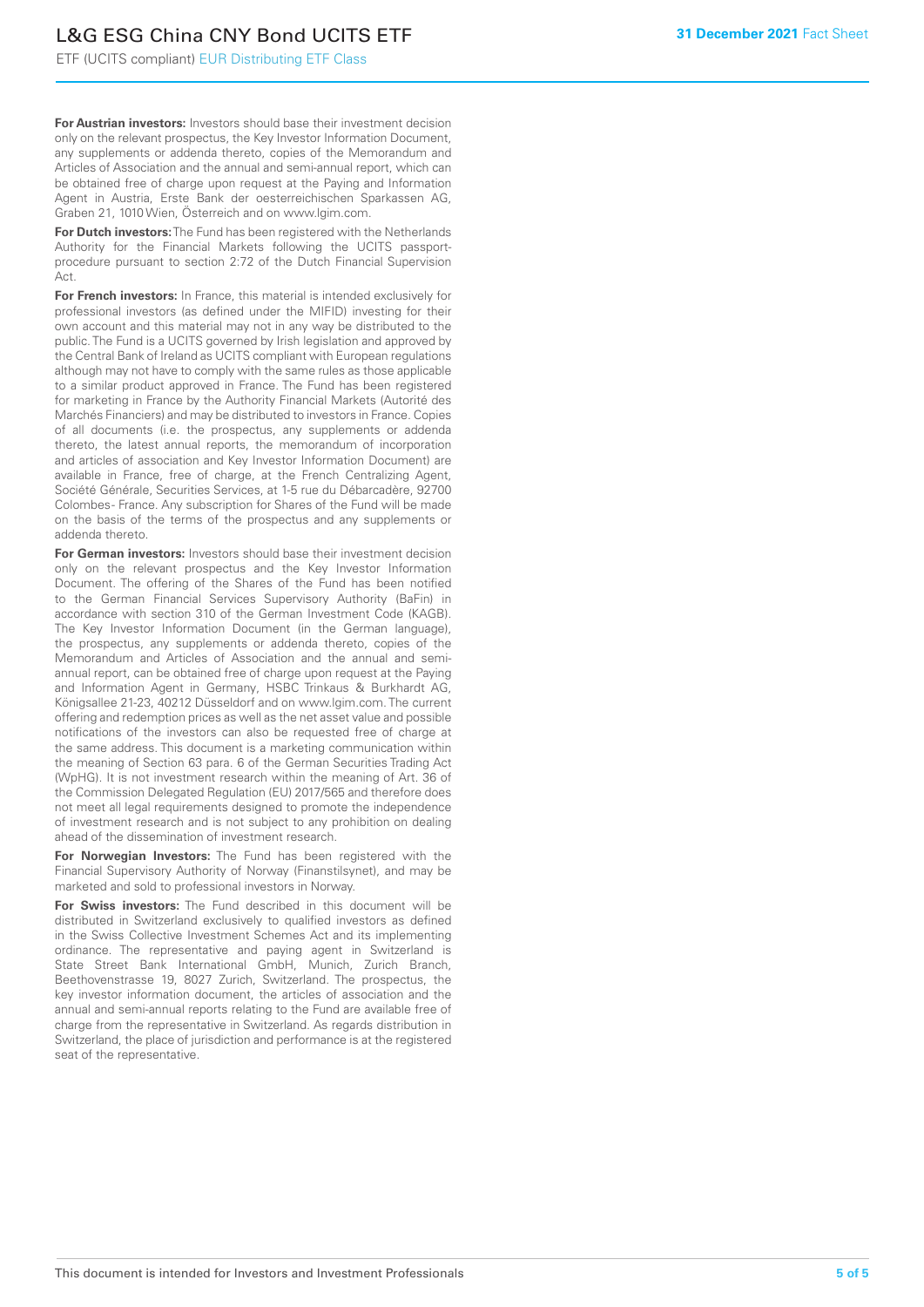**For Austrian investors:** Investors should base their investment decision only on the relevant prospectus, the Key Investor Information Document, any supplements or addenda thereto, copies of the Memorandum and Articles of Association and the annual and semi-annual report, which can be obtained free of charge upon request at the Paying and Information Agent in Austria, Erste Bank der oesterreichischen Sparkassen AG, Graben 21, 1010 Wien, Österreich and on www.lgim.com.

**For Dutch investors:** The Fund has been registered with the Netherlands Authority for the Financial Markets following the UCITS passport-procedure pursuant to section 2:72 of the Dutch Financial Supervision Act.

**For French investors:** In France, this material is intended exclusively for professional investors (as defined under the MIFID) investing for their own account and this material may not in any way be distributed to the public. The Fund is a UCITS governed by Irish legislation and approved by the Central Bank of Ireland as UCITS compliant with European regulations although may not have to comply with the same rules as those applicable to a similar product approved in France. The Fund has been registered for marketing in France by the Authority Financial Markets (Autorité des Marchés Financiers) and may be distributed to investors in France. Copies of all documents (i.e. the prospectus, any supplements or addenda thereto, the latest annual reports, the memorandum of incorporation and articles of association and Key Investor Information Document) are available in France, free of charge, at the French Centralizing Agent, Société Générale, Securities Services, at 1-5 rue du Débarcadère, 92700 Colombes- France. Any subscription for Shares of the Fund will be made on the basis of the terms of the prospectus and any supplements or addenda thereto.

**For German investors:** Investors should base their investment decision only on the relevant prospectus and the Key Investor Information Document. The offering of the Shares of the Fund has been notified to the German Financial Services Supervisory Authority (BaFin) in accordance with section 310 of the German Investment Code (KAGB). The Key Investor Information Document (in the German language), the prospectus, any supplements or addenda thereto, copies of the Memorandum and Articles of Association and the annual and semi-annual report, can be obtained free of charge upon request at the Paying and Information Agent in Germany, HSBC Trinkaus & Burkhardt AG, Königsallee 21-23, 40212 Düsseldorf and on www.lgim.com. The current offering and redemption prices as well as the net asset value and possible notifications of the investors can also be requested free of charge at the same address. This document is a marketing communication within the meaning of Section 63 para. 6 of the German Securities Trading Act (WpHG). It is not investment research within the meaning of Art. 36 of the Commission Delegated Regulation (EU) 2017/565 and therefore does not meet all legal requirements designed to promote the independence of investment research and is not subject to any prohibition on dealing ahead of the dissemination of investment research.

**For Norwegian Investors:** The Fund has been registered with the Financial Supervisory Authority of Norway (Finanstilsynet), and may be marketed and sold to professional investors in Norway.

**For Swiss investors:** The Fund described in this document will be distributed in Switzerland exclusively to qualified investors as defined in the Swiss Collective Investment Schemes Act and its implementing ordinance. The representative and paying agent in Switzerland is State Street Bank International GmbH, Munich, Zurich Branch, Beethovenstrasse 19, 8027 Zurich, Switzerland. The prospectus, the key investor information document, the articles of association and the annual and semi-annual reports relating to the Fund are available free of charge from the representative in Switzerland. As regards distribution in Switzerland, the place of jurisdiction and performance is at the registered seat of the representative.